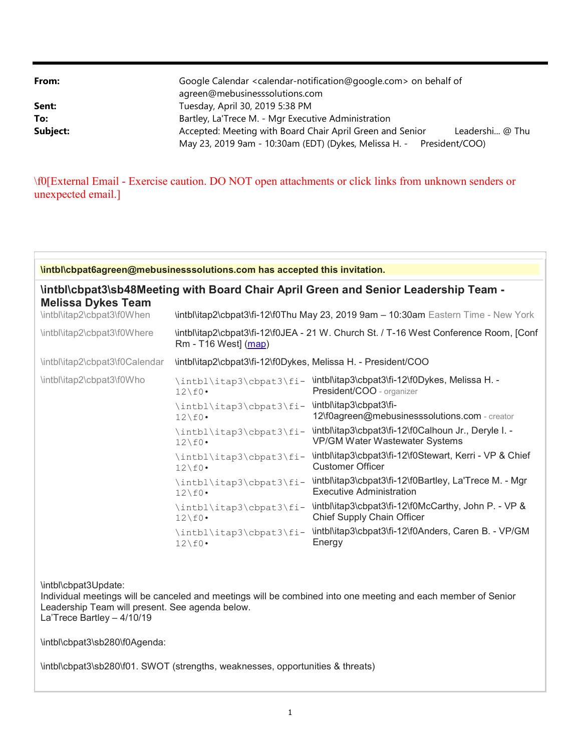| | |
|---|---|
| **From:** | Google Calendar <calendar-notification@google.com> on behalf of agreen@mebusinesssolutions.com |
| **Sent:** | Tuesday, April 30, 2019 5:38 PM |
| **To:** | Bartley, La'Trece M. - Mgr Executive Administration |
| **Subject:** | Accepted: Meeting with Board Chair April Green and Senior Leadershi... @ Thu May 23, 2019 9am - 10:30am (EDT) (Dykes, Melissa H. - President/COO) |

\f0[External Email - Exercise caution. DO NOT open attachments or click links from unknown senders or unexpected email.]

**\intbl\cbpat6agreen@mebusinesssolutions.com has accepted this invitation.**

**\intbl\cbpat3\sb48Meeting with Board Chair April Green and Senior Leadership Team - Melissa Dykes Team**

| | |
|---|---|
| \intbl\itap2\cbpat3\f0When | \intbl\itap2\cbpat3\fi-12\f0Thu May 23, 2019 9am – 10:30am Eastern Time - New York |
| \intbl\itap2\cbpat3\f0Where | \intbl\itap2\cbpat3\fi-12\f0JEA - 21 W. Church St. / T-16 West Conference Room, [Conf Rm - T16 West] (map) |
| \intbl\itap2\cbpat3\f0Calendar | \intbl\itap2\cbpat3\fi-12\f0Dykes, Melissa H. - President/COO |
| \intbl\itap2\cbpat3\f0Who | \intbl\itap3\cbpat3\fi-12\f0• \intbl\itap3\cbpat3\fi-12\f0Dykes, Melissa H. - President/COO - organizer |
| | \intbl\itap3\cbpat3\fi-12\f0• \intbl\itap3\cbpat3\fi-12\f0agreen@mebusinesssolutions.com - creator |
| | \intbl\itap3\cbpat3\fi-12\f0• \intbl\itap3\cbpat3\fi-12\f0Calhoun Jr., Deryle I. - VP/GM Water Wastewater Systems |
| | \intbl\itap3\cbpat3\fi-12\f0• \intbl\itap3\cbpat3\fi-12\f0Stewart, Kerri - VP & Chief Customer Officer |
| | \intbl\itap3\cbpat3\fi-12\f0• \intbl\itap3\cbpat3\fi-12\f0Bartley, La'Trece M. - Mgr Executive Administration |
| | \intbl\itap3\cbpat3\fi-12\f0• \intbl\itap3\cbpat3\fi-12\f0McCarthy, John P. - VP & Chief Supply Chain Officer |
| | \intbl\itap3\cbpat3\fi-12\f0• \intbl\itap3\cbpat3\fi-12\f0Anders, Caren B. - VP/GM Energy |

\intbl\cbpat3Update:
Individual meetings will be canceled and meetings will be combined into one meeting and each member of Senior Leadership Team will present. See agenda below.
La'Trece Bartley – 4/10/19

\intbl\cbpat3\sb280\f0Agenda:

\intbl\cbpat3\sb280\f01. SWOT (strengths, weaknesses, opportunities & threats)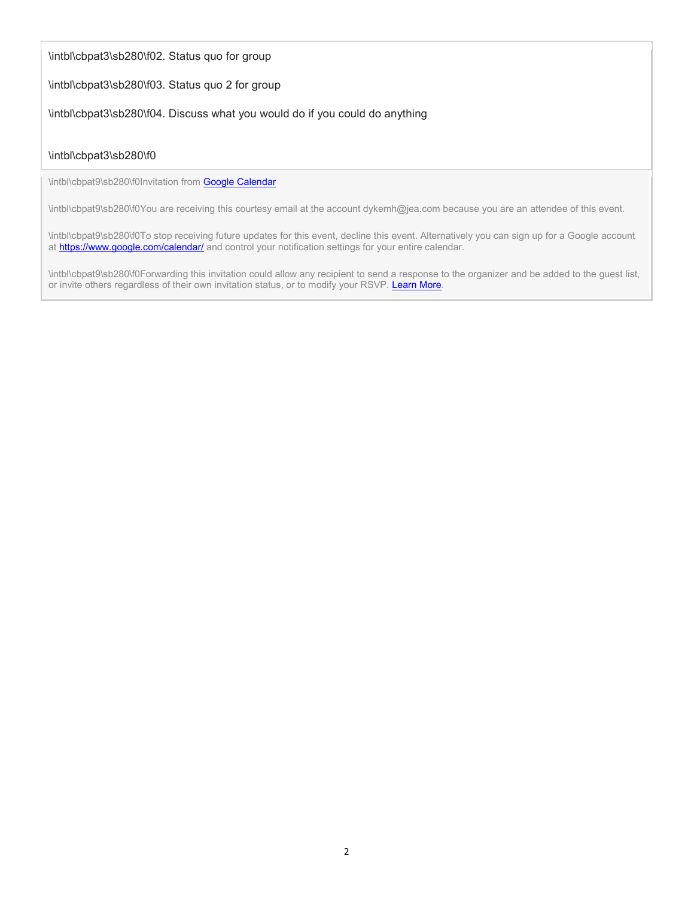\intbl\cbpat3\sb280\f02. Status quo for group

\intbl\cbpat3\sb280\f03. Status quo 2 for group

\intbl\cbpat3\sb280\f04. Discuss what you would do if you could do anything

\intbl\cbpat3\sb280\f0

\intbl\cbpat9\sb280\f0Invitation from Google Calendar

\intbl\cbpat9\sb280\f0You are receiving this courtesy email at the account dykemh@jea.com because you are an attendee of this event.

\intbl\cbpat9\sb280\f0To stop receiving future updates for this event, decline this event. Alternatively you can sign up for a Google account at https://www.google.com/calendar/ and control your notification settings for your entire calendar.

\intbl\cbpat9\sb280\f0Forwarding this invitation could allow any recipient to send a response to the organizer and be added to the guest list, or invite others regardless of their own invitation status, or to modify your RSVP. Learn More.